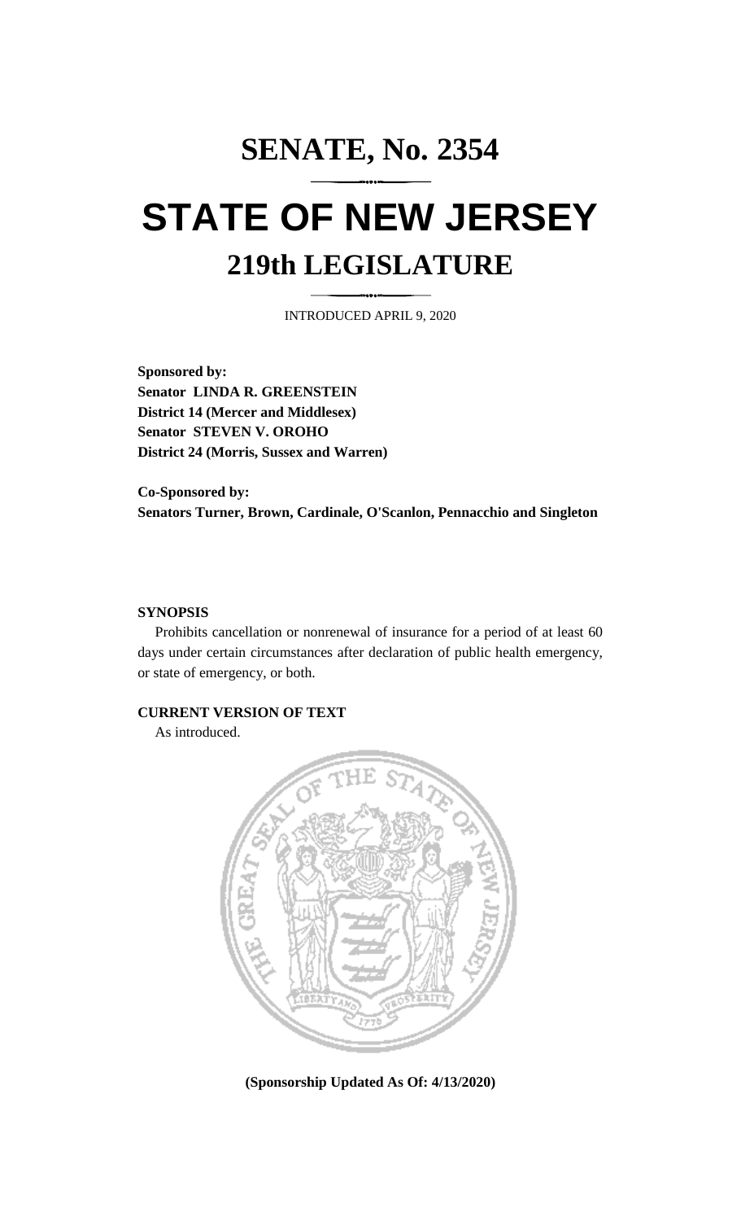# SENATE, No. 2354

# STATE OF NEW JERSEY

## 219th LEGISLATURE

INTRODUCED APRIL 9, 2020

**Sponsored by:**
**Senator LINDA R. GREENSTEIN**
**District 14 (Mercer and Middlesex)**
**Senator STEVEN V. OROHO**
**District 24 (Morris, Sussex and Warren)**

**Co-Sponsored by:**
**Senators Turner, Brown, Cardinale, O'Scanlon, Pennacchio and Singleton**

**SYNOPSIS**

Prohibits cancellation or nonrenewal of insurance for a period of at least 60 days under certain circumstances after declaration of public health emergency, or state of emergency, or both.

**CURRENT VERSION OF TEXT**

As introduced.

**(Sponsorship Updated As Of: 4/13/2020)**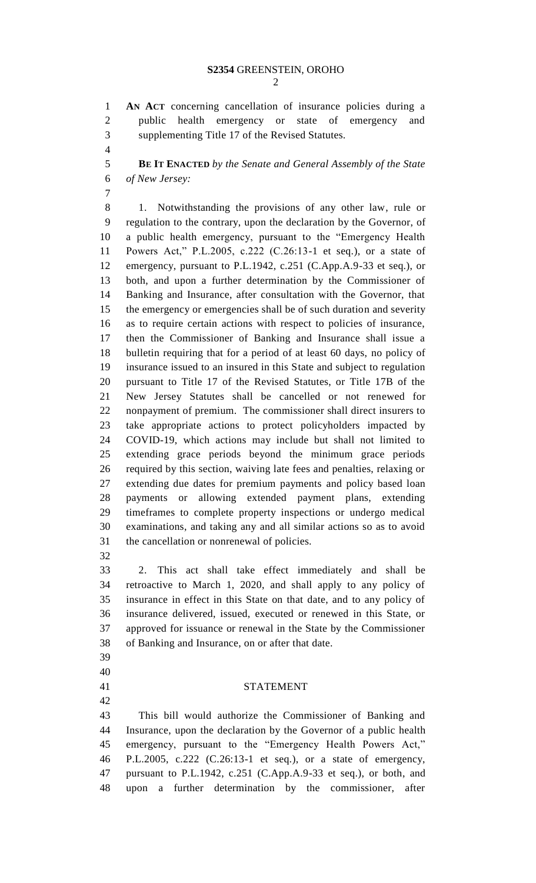**AN ACT** concerning cancellation of insurance policies during a public health emergency or state of emergency and supplementing Title 17 of the Revised Statutes.

**BE IT ENACTED** *by the Senate and General Assembly of the State of New Jersey:*

1. Notwithstanding the provisions of any other law, rule or regulation to the contrary, upon the declaration by the Governor, of a public health emergency, pursuant to the "Emergency Health Powers Act," P.L.2005, c.222 (C.26:13-1 et seq.), or a state of emergency, pursuant to P.L.1942, c.251 (C.App.A.9-33 et seq.), or both, and upon a further determination by the Commissioner of Banking and Insurance, after consultation with the Governor, that the emergency or emergencies shall be of such duration and severity as to require certain actions with respect to policies of insurance, then the Commissioner of Banking and Insurance shall issue a bulletin requiring that for a period of at least 60 days, no policy of insurance issued to an insured in this State and subject to regulation pursuant to Title 17 of the Revised Statutes, or Title 17B of the New Jersey Statutes shall be cancelled or not renewed for nonpayment of premium. The commissioner shall direct insurers to take appropriate actions to protect policyholders impacted by COVID-19, which actions may include but shall not limited to extending grace periods beyond the minimum grace periods required by this section, waiving late fees and penalties, relaxing or extending due dates for premium payments and policy based loan payments or allowing extended payment plans, extending timeframes to complete property inspections or undergo medical examinations, and taking any and all similar actions so as to avoid the cancellation or nonrenewal of policies.

2. This act shall take effect immediately and shall be retroactive to March 1, 2020, and shall apply to any policy of insurance in effect in this State on that date, and to any policy of insurance delivered, issued, executed or renewed in this State, or approved for issuance or renewal in the State by the Commissioner of Banking and Insurance, on or after that date.

## STATEMENT

This bill would authorize the Commissioner of Banking and Insurance, upon the declaration by the Governor of a public health emergency, pursuant to the "Emergency Health Powers Act," P.L.2005, c.222 (C.26:13-1 et seq.), or a state of emergency, pursuant to P.L.1942, c.251 (C.App.A.9-33 et seq.), or both, and upon a further determination by the commissioner, after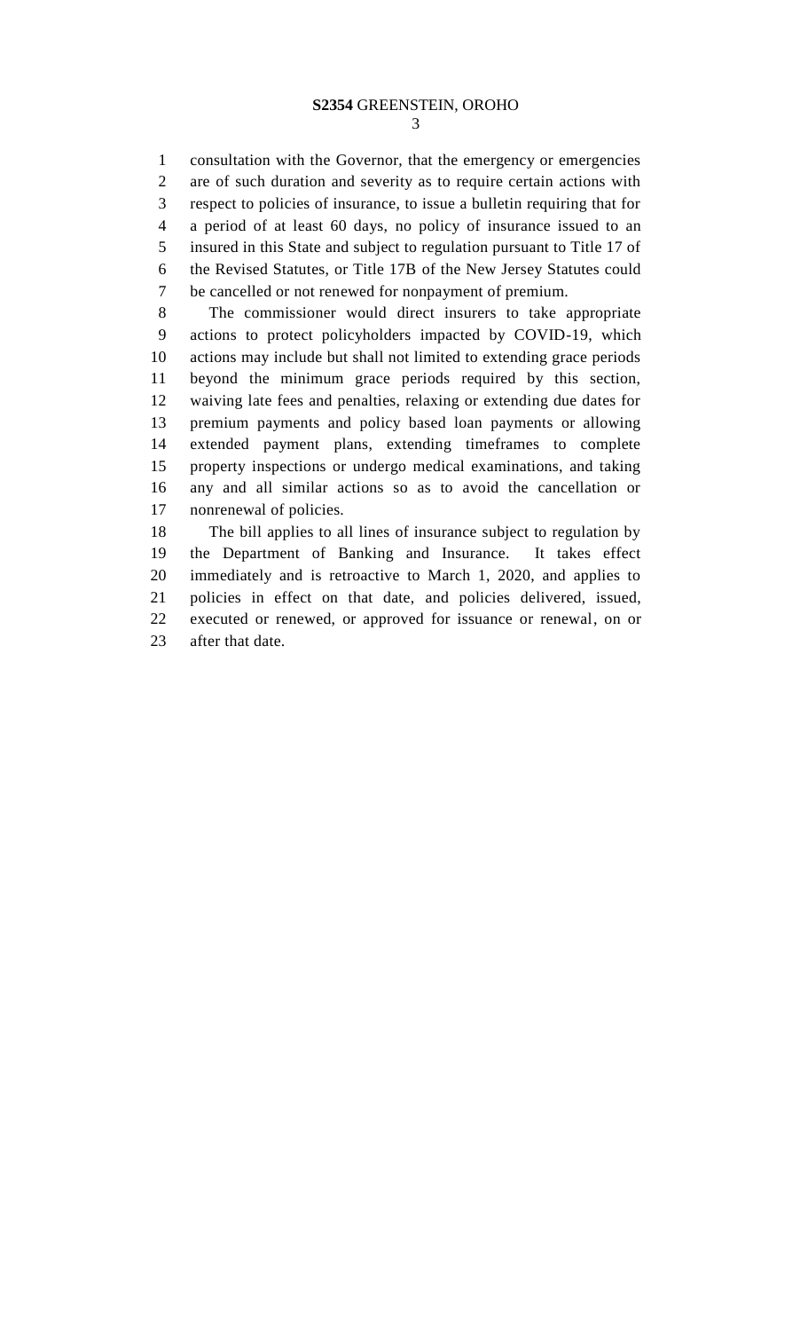consultation with the Governor, that the emergency or emergencies are of such duration and severity as to require certain actions with respect to policies of insurance, to issue a bulletin requiring that for a period of at least 60 days, no policy of insurance issued to an insured in this State and subject to regulation pursuant to Title 17 of the Revised Statutes, or Title 17B of the New Jersey Statutes could be cancelled or not renewed for nonpayment of premium.

The commissioner would direct insurers to take appropriate actions to protect policyholders impacted by COVID-19, which actions may include but shall not limited to extending grace periods beyond the minimum grace periods required by this section, waiving late fees and penalties, relaxing or extending due dates for premium payments and policy based loan payments or allowing extended payment plans, extending timeframes to complete property inspections or undergo medical examinations, and taking any and all similar actions so as to avoid the cancellation or nonrenewal of policies.

The bill applies to all lines of insurance subject to regulation by the Department of Banking and Insurance. It takes effect immediately and is retroactive to March 1, 2020, and applies to policies in effect on that date, and policies delivered, issued, executed or renewed, or approved for issuance or renewal, on or after that date.